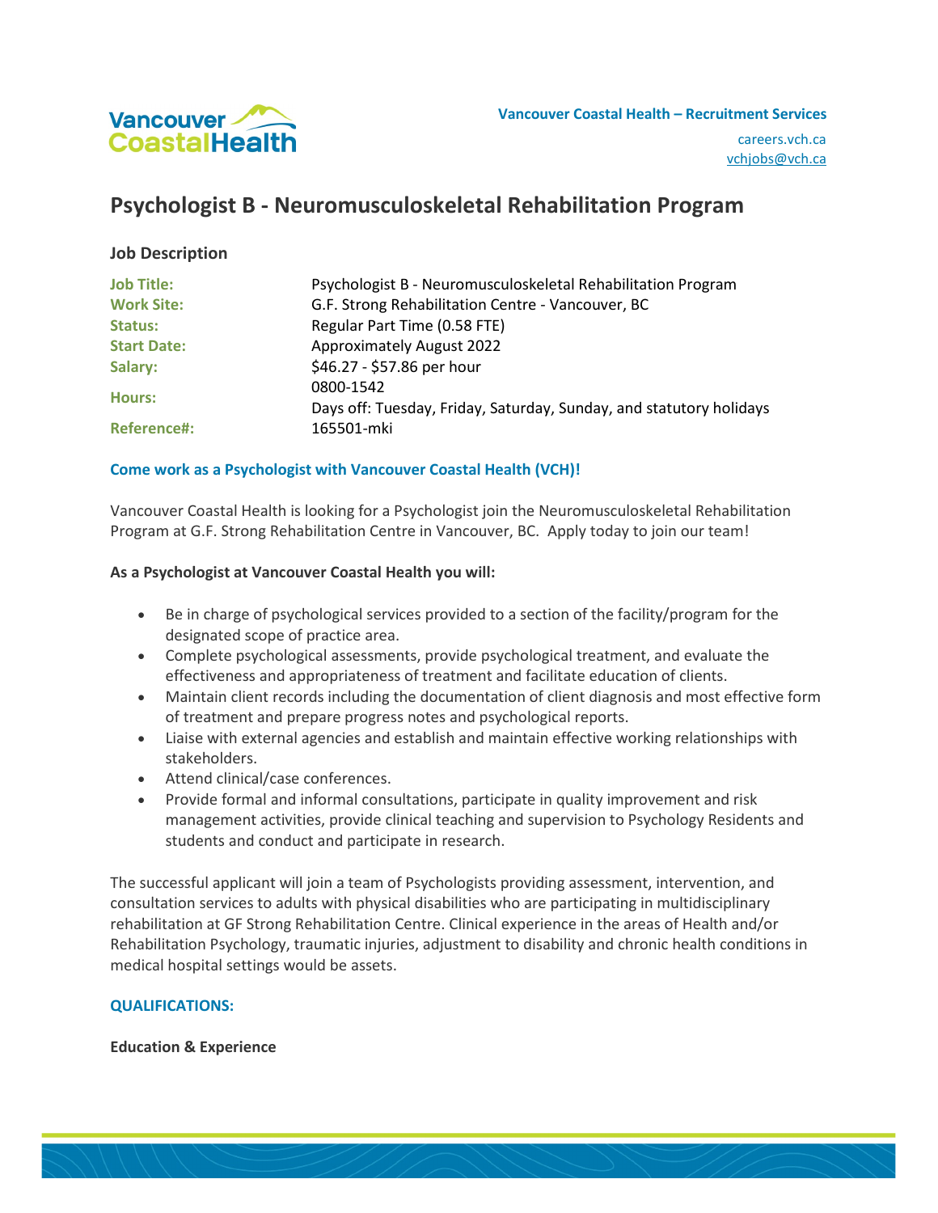Vancouver Coastal Health – Recruitment Services

careers.vch.ca
vchjobs@vch.ca

# Psychologist B - Neuromusculoskeletal Rehabilitation Program

## Job Description

| | |
|---|---|
| **Job Title:** | Psychologist B - Neuromusculoskeletal Rehabilitation Program |
| **Work Site:** | G.F. Strong Rehabilitation Centre - Vancouver, BC |
| **Status:** | Regular Part Time (0.58 FTE) |
| **Start Date:** | Approximately August 2022 |
| **Salary:** | $46.27 - $57.86 per hour |
| **Hours:** | 0800-1542<br>Days off: Tuesday, Friday, Saturday, Sunday, and statutory holidays |
| **Reference#:** | 165501-mki |

### Come work as a Psychologist with Vancouver Coastal Health (VCH)!

Vancouver Coastal Health is looking for a Psychologist join the Neuromusculoskeletal Rehabilitation Program at G.F. Strong Rehabilitation Centre in Vancouver, BC. Apply today to join our team!

**As a Psychologist at Vancouver Coastal Health you will:**

- Be in charge of psychological services provided to a section of the facility/program for the designated scope of practice area.
- Complete psychological assessments, provide psychological treatment, and evaluate the effectiveness and appropriateness of treatment and facilitate education of clients.
- Maintain client records including the documentation of client diagnosis and most effective form of treatment and prepare progress notes and psychological reports.
- Liaise with external agencies and establish and maintain effective working relationships with stakeholders.
- Attend clinical/case conferences.
- Provide formal and informal consultations, participate in quality improvement and risk management activities, provide clinical teaching and supervision to Psychology Residents and students and conduct and participate in research.

The successful applicant will join a team of Psychologists providing assessment, intervention, and consultation services to adults with physical disabilities who are participating in multidisciplinary rehabilitation at GF Strong Rehabilitation Centre. Clinical experience in the areas of Health and/or Rehabilitation Psychology, traumatic injuries, adjustment to disability and chronic health conditions in medical hospital settings would be assets.

### QUALIFICATIONS:

**Education & Experience**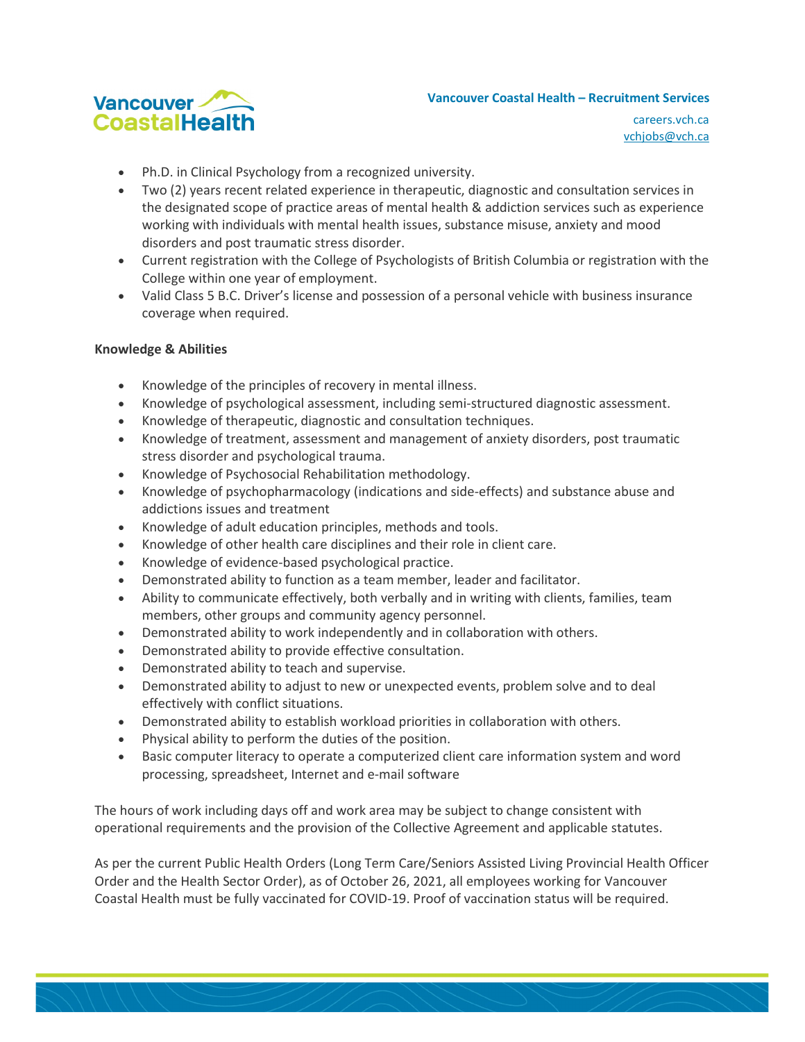- Ph.D. in Clinical Psychology from a recognized university.
- Two (2) years recent related experience in therapeutic, diagnostic and consultation services in the designated scope of practice areas of mental health & addiction services such as experience working with individuals with mental health issues, substance misuse, anxiety and mood disorders and post traumatic stress disorder.
- Current registration with the College of Psychologists of British Columbia or registration with the College within one year of employment.
- Valid Class 5 B.C. Driver's license and possession of a personal vehicle with business insurance coverage when required.

**Knowledge & Abilities**

- Knowledge of the principles of recovery in mental illness.
- Knowledge of psychological assessment, including semi-structured diagnostic assessment.
- Knowledge of therapeutic, diagnostic and consultation techniques.
- Knowledge of treatment, assessment and management of anxiety disorders, post traumatic stress disorder and psychological trauma.
- Knowledge of Psychosocial Rehabilitation methodology.
- Knowledge of psychopharmacology (indications and side-effects) and substance abuse and addictions issues and treatment
- Knowledge of adult education principles, methods and tools.
- Knowledge of other health care disciplines and their role in client care.
- Knowledge of evidence-based psychological practice.
- Demonstrated ability to function as a team member, leader and facilitator.
- Ability to communicate effectively, both verbally and in writing with clients, families, team members, other groups and community agency personnel.
- Demonstrated ability to work independently and in collaboration with others.
- Demonstrated ability to provide effective consultation.
- Demonstrated ability to teach and supervise.
- Demonstrated ability to adjust to new or unexpected events, problem solve and to deal effectively with conflict situations.
- Demonstrated ability to establish workload priorities in collaboration with others.
- Physical ability to perform the duties of the position.
- Basic computer literacy to operate a computerized client care information system and word processing, spreadsheet, Internet and e-mail software

The hours of work including days off and work area may be subject to change consistent with operational requirements and the provision of the Collective Agreement and applicable statutes.

As per the current Public Health Orders (Long Term Care/Seniors Assisted Living Provincial Health Officer Order and the Health Sector Order), as of October 26, 2021, all employees working for Vancouver Coastal Health must be fully vaccinated for COVID-19. Proof of vaccination status will be required.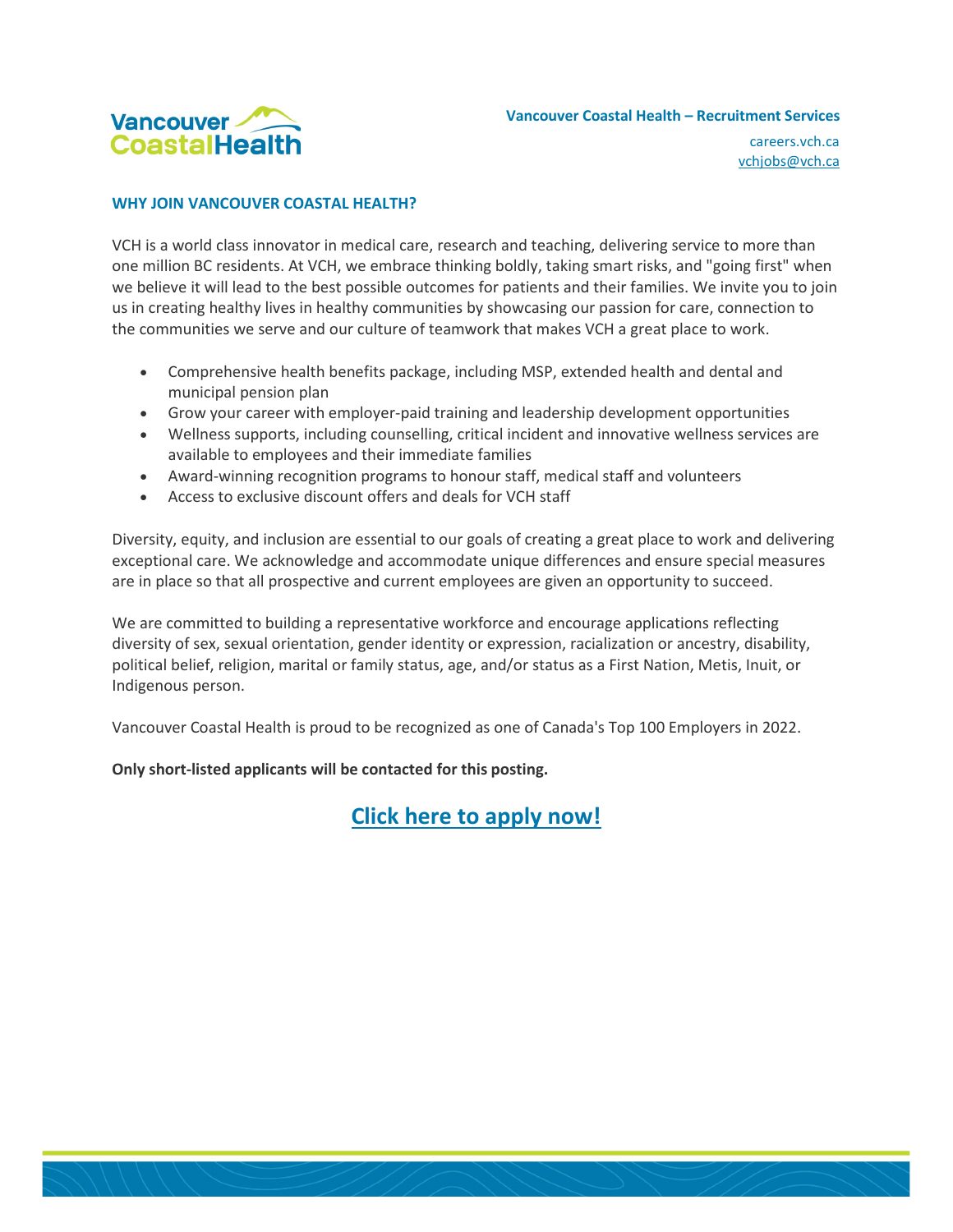Vancouver Coastal Health

**Vancouver Coastal Health – Recruitment Services**

careers.vch.ca
vchjobs@vch.ca

## WHY JOIN VANCOUVER COASTAL HEALTH?

VCH is a world class innovator in medical care, research and teaching, delivering service to more than one million BC residents. At VCH, we embrace thinking boldly, taking smart risks, and "going first" when we believe it will lead to the best possible outcomes for patients and their families. We invite you to join us in creating healthy lives in healthy communities by showcasing our passion for care, connection to the communities we serve and our culture of teamwork that makes VCH a great place to work.

- Comprehensive health benefits package, including MSP, extended health and dental and municipal pension plan
- Grow your career with employer-paid training and leadership development opportunities
- Wellness supports, including counselling, critical incident and innovative wellness services are available to employees and their immediate families
- Award-winning recognition programs to honour staff, medical staff and volunteers
- Access to exclusive discount offers and deals for VCH staff

Diversity, equity, and inclusion are essential to our goals of creating a great place to work and delivering exceptional care. We acknowledge and accommodate unique differences and ensure special measures are in place so that all prospective and current employees are given an opportunity to succeed.

We are committed to building a representative workforce and encourage applications reflecting diversity of sex, sexual orientation, gender identity or expression, racialization or ancestry, disability, political belief, religion, marital or family status, age, and/or status as a First Nation, Metis, Inuit, or Indigenous person.

Vancouver Coastal Health is proud to be recognized as one of Canada's Top 100 Employers in 2022.

**Only short-listed applicants will be contacted for this posting.**

## Click here to apply now!